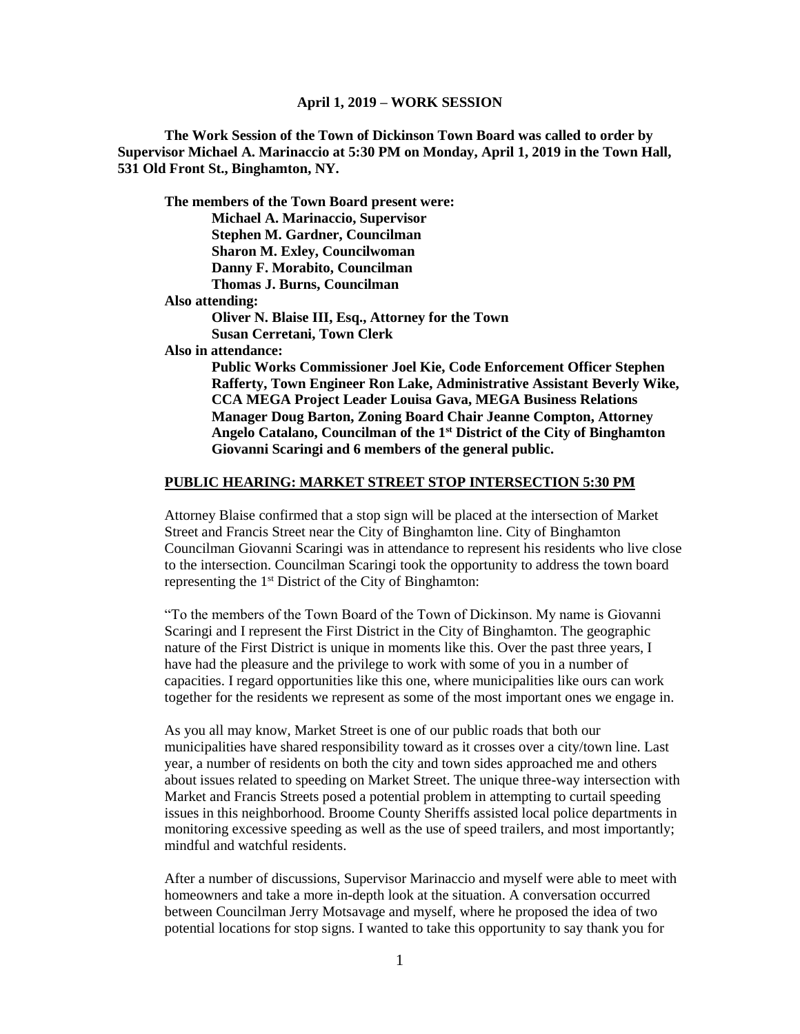**April 1, 2019 – WORK SESSION**

**The Work Session of the Town of Dickinson Town Board was called to order by Supervisor Michael A. Marinaccio at 5:30 PM on Monday, April 1, 2019 in the Town Hall, 531 Old Front St., Binghamton, NY.**

**The members of the Town Board present were:**

**Michael A. Marinaccio, Supervisor**
**Stephen M. Gardner, Councilman**
**Sharon M. Exley, Councilwoman**
**Danny F. Morabito, Councilman**
**Thomas J. Burns, Councilman**

**Also attending:**

**Oliver N. Blaise III, Esq., Attorney for the Town**
**Susan Cerretani, Town Clerk**

**Also in attendance:**

**Public Works Commissioner Joel Kie, Code Enforcement Officer Stephen Rafferty, Town Engineer Ron Lake, Administrative Assistant Beverly Wike, CCA MEGA Project Leader Louisa Gava, MEGA Business Relations Manager Doug Barton, Zoning Board Chair Jeanne Compton, Attorney Angelo Catalano, Councilman of the 1st District of the City of Binghamton Giovanni Scaringi and 6 members of the general public.**

**PUBLIC HEARING: MARKET STREET STOP INTERSECTION 5:30 PM**

Attorney Blaise confirmed that a stop sign will be placed at the intersection of Market Street and Francis Street near the City of Binghamton line. City of Binghamton Councilman Giovanni Scaringi was in attendance to represent his residents who live close to the intersection. Councilman Scaringi took the opportunity to address the town board representing the 1st District of the City of Binghamton:

"To the members of the Town Board of the Town of Dickinson. My name is Giovanni Scaringi and I represent the First District in the City of Binghamton. The geographic nature of the First District is unique in moments like this. Over the past three years, I have had the pleasure and the privilege to work with some of you in a number of capacities. I regard opportunities like this one, where municipalities like ours can work together for the residents we represent as some of the most important ones we engage in.

As you all may know, Market Street is one of our public roads that both our municipalities have shared responsibility toward as it crosses over a city/town line. Last year, a number of residents on both the city and town sides approached me and others about issues related to speeding on Market Street. The unique three-way intersection with Market and Francis Streets posed a potential problem in attempting to curtail speeding issues in this neighborhood. Broome County Sheriffs assisted local police departments in monitoring excessive speeding as well as the use of speed trailers, and most importantly; mindful and watchful residents.

After a number of discussions, Supervisor Marinaccio and myself were able to meet with homeowners and take a more in-depth look at the situation. A conversation occurred between Councilman Jerry Motsavage and myself, where he proposed the idea of two potential locations for stop signs. I wanted to take this opportunity to say thank you for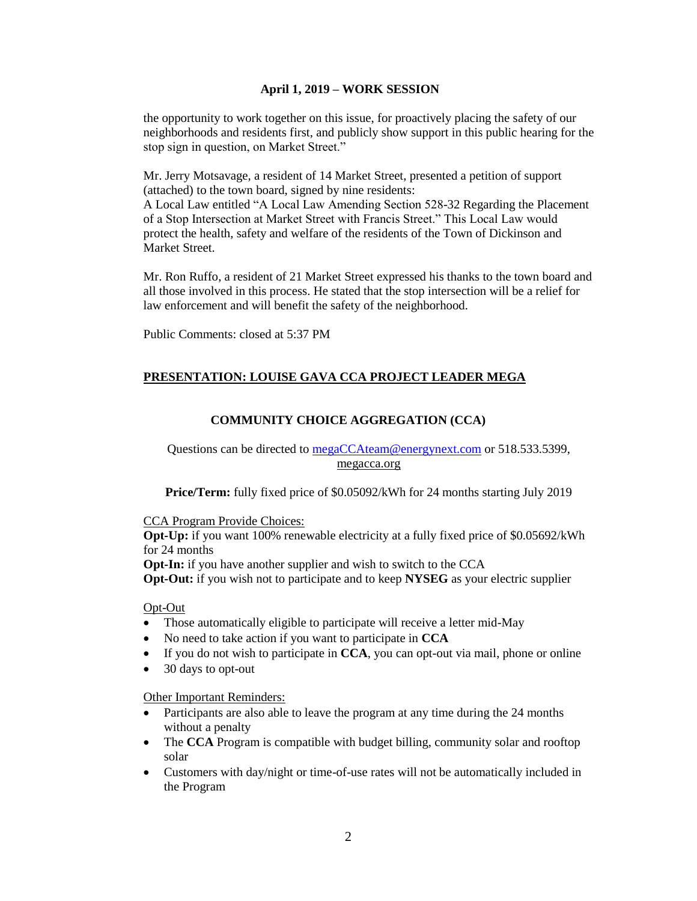the opportunity to work together on this issue, for proactively placing the safety of our neighborhoods and residents first, and publicly show support in this public hearing for the stop sign in question, on Market Street."

Mr. Jerry Motsavage, a resident of 14 Market Street, presented a petition of support (attached) to the town board, signed by nine residents:
A Local Law entitled "A Local Law Amending Section 528-32 Regarding the Placement of a Stop Intersection at Market Street with Francis Street." This Local Law would protect the health, safety and welfare of the residents of the Town of Dickinson and Market Street.

Mr. Ron Ruffo, a resident of 21 Market Street expressed his thanks to the town board and all those involved in this process. He stated that the stop intersection will be a relief for law enforcement and will benefit the safety of the neighborhood.

Public Comments: closed at 5:37 PM

## PRESENTATION: LOUISE GAVA CCA PROJECT LEADER MEGA

### COMMUNITY CHOICE AGGREGATION (CCA)

Questions can be directed to megaCCAteam@energynext.com or 518.533.5399, megacca.org

**Price/Term:** fully fixed price of $0.05092/kWh for 24 months starting July 2019

CCA Program Provide Choices:
**Opt-Up:** if you want 100% renewable electricity at a fully fixed price of $0.05692/kWh for 24 months
**Opt-In:** if you have another supplier and wish to switch to the CCA
**Opt-Out:** if you wish not to participate and to keep **NYSEG** as your electric supplier

Opt-Out

- Those automatically eligible to participate will receive a letter mid-May
- No need to take action if you want to participate in **CCA**
- If you do not wish to participate in **CCA**, you can opt-out via mail, phone or online
- 30 days to opt-out

Other Important Reminders:

- Participants are also able to leave the program at any time during the 24 months without a penalty
- The **CCA** Program is compatible with budget billing, community solar and rooftop solar
- Customers with day/night or time-of-use rates will not be automatically included in the Program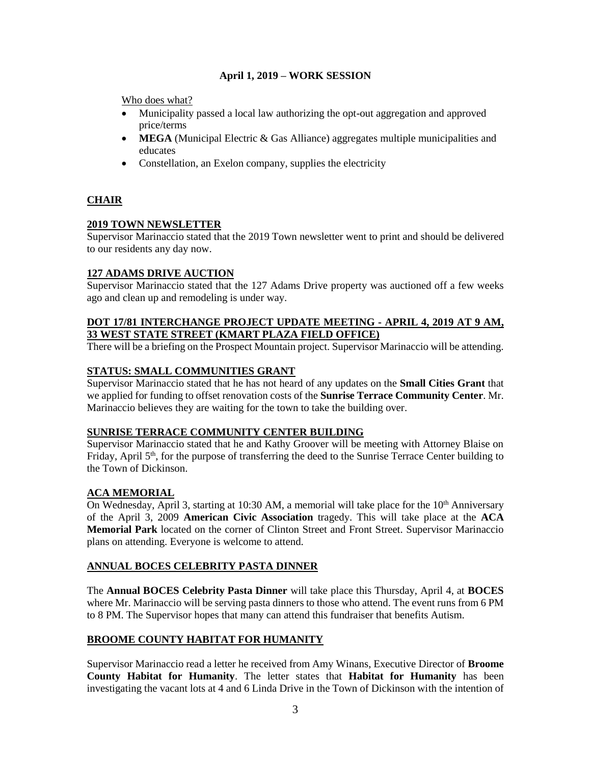**April 1, 2019 – WORK SESSION**

Who does what?

- Municipality passed a local law authorizing the opt-out aggregation and approved price/terms
- **MEGA** (Municipal Electric & Gas Alliance) aggregates multiple municipalities and educates
- Constellation, an Exelon company, supplies the electricity

## CHAIR

### 2019 TOWN NEWSLETTER

Supervisor Marinaccio stated that the 2019 Town newsletter went to print and should be delivered to our residents any day now.

### 127 ADAMS DRIVE AUCTION

Supervisor Marinaccio stated that the 127 Adams Drive property was auctioned off a few weeks ago and clean up and remodeling is under way.

### DOT 17/81 INTERCHANGE PROJECT UPDATE MEETING - APRIL 4, 2019 AT 9 AM, 33 WEST STATE STREET (KMART PLAZA FIELD OFFICE)

There will be a briefing on the Prospect Mountain project. Supervisor Marinaccio will be attending.

### STATUS: SMALL COMMUNITIES GRANT

Supervisor Marinaccio stated that he has not heard of any updates on the **Small Cities Grant** that we applied for funding to offset renovation costs of the **Sunrise Terrace Community Center**. Mr. Marinaccio believes they are waiting for the town to take the building over.

### SUNRISE TERRACE COMMUNITY CENTER BUILDING

Supervisor Marinaccio stated that he and Kathy Groover will be meeting with Attorney Blaise on Friday, April 5th, for the purpose of transferring the deed to the Sunrise Terrace Center building to the Town of Dickinson.

### ACA MEMORIAL

On Wednesday, April 3, starting at 10:30 AM, a memorial will take place for the 10th Anniversary of the April 3, 2009 **American Civic Association** tragedy. This will take place at the **ACA Memorial Park** located on the corner of Clinton Street and Front Street. Supervisor Marinaccio plans on attending. Everyone is welcome to attend.

### ANNUAL BOCES CELEBRITY PASTA DINNER

The **Annual BOCES Celebrity Pasta Dinner** will take place this Thursday, April 4, at **BOCES** where Mr. Marinaccio will be serving pasta dinners to those who attend. The event runs from 6 PM to 8 PM. The Supervisor hopes that many can attend this fundraiser that benefits Autism.

### BROOME COUNTY HABITAT FOR HUMANITY

Supervisor Marinaccio read a letter he received from Amy Winans, Executive Director of **Broome County Habitat for Humanity**. The letter states that **Habitat for Humanity** has been investigating the vacant lots at 4 and 6 Linda Drive in the Town of Dickinson with the intention of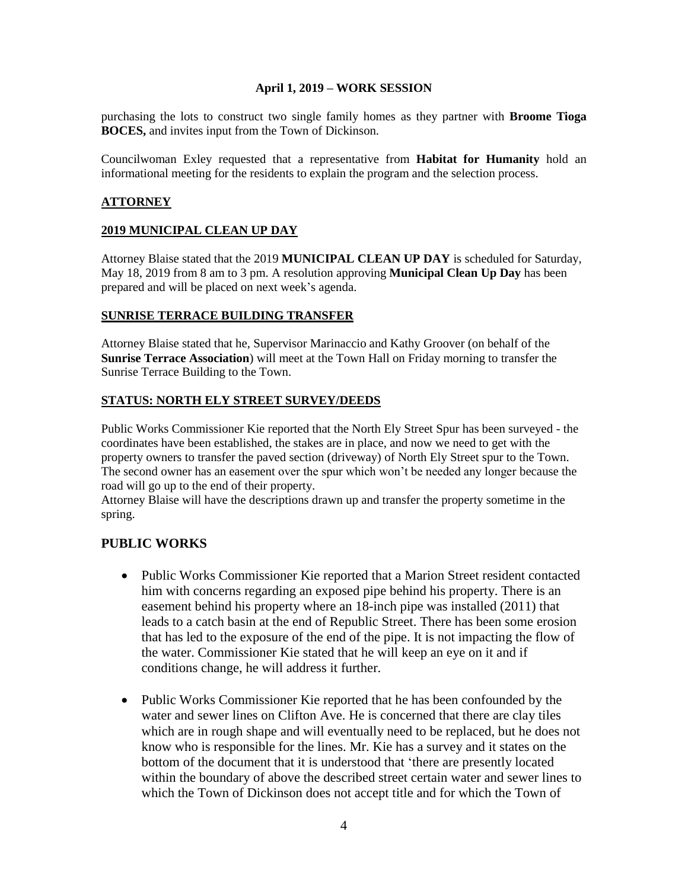purchasing the lots to construct two single family homes as they partner with **Broome Tioga BOCES,** and invites input from the Town of Dickinson.

Councilwoman Exley requested that a representative from **Habitat for Humanity** hold an informational meeting for the residents to explain the program and the selection process.

## ATTORNEY

### 2019 MUNICIPAL CLEAN UP DAY

Attorney Blaise stated that the 2019 **MUNICIPAL CLEAN UP DAY** is scheduled for Saturday, May 18, 2019 from 8 am to 3 pm. A resolution approving **Municipal Clean Up Day** has been prepared and will be placed on next week's agenda.

### SUNRISE TERRACE BUILDING TRANSFER

Attorney Blaise stated that he, Supervisor Marinaccio and Kathy Groover (on behalf of the **Sunrise Terrace Association**) will meet at the Town Hall on Friday morning to transfer the Sunrise Terrace Building to the Town.

### STATUS: NORTH ELY STREET SURVEY/DEEDS

Public Works Commissioner Kie reported that the North Ely Street Spur has been surveyed - the coordinates have been established, the stakes are in place, and now we need to get with the property owners to transfer the paved section (driveway) of North Ely Street spur to the Town. The second owner has an easement over the spur which won't be needed any longer because the road will go up to the end of their property.
Attorney Blaise will have the descriptions drawn up and transfer the property sometime in the spring.

## PUBLIC WORKS

- Public Works Commissioner Kie reported that a Marion Street resident contacted him with concerns regarding an exposed pipe behind his property. There is an easement behind his property where an 18-inch pipe was installed (2011) that leads to a catch basin at the end of Republic Street. There has been some erosion that has led to the exposure of the end of the pipe. It is not impacting the flow of the water. Commissioner Kie stated that he will keep an eye on it and if conditions change, he will address it further.

- Public Works Commissioner Kie reported that he has been confounded by the water and sewer lines on Clifton Ave. He is concerned that there are clay tiles which are in rough shape and will eventually need to be replaced, but he does not know who is responsible for the lines. Mr. Kie has a survey and it states on the bottom of the document that it is understood that 'there are presently located within the boundary of above the described street certain water and sewer lines to which the Town of Dickinson does not accept title and for which the Town of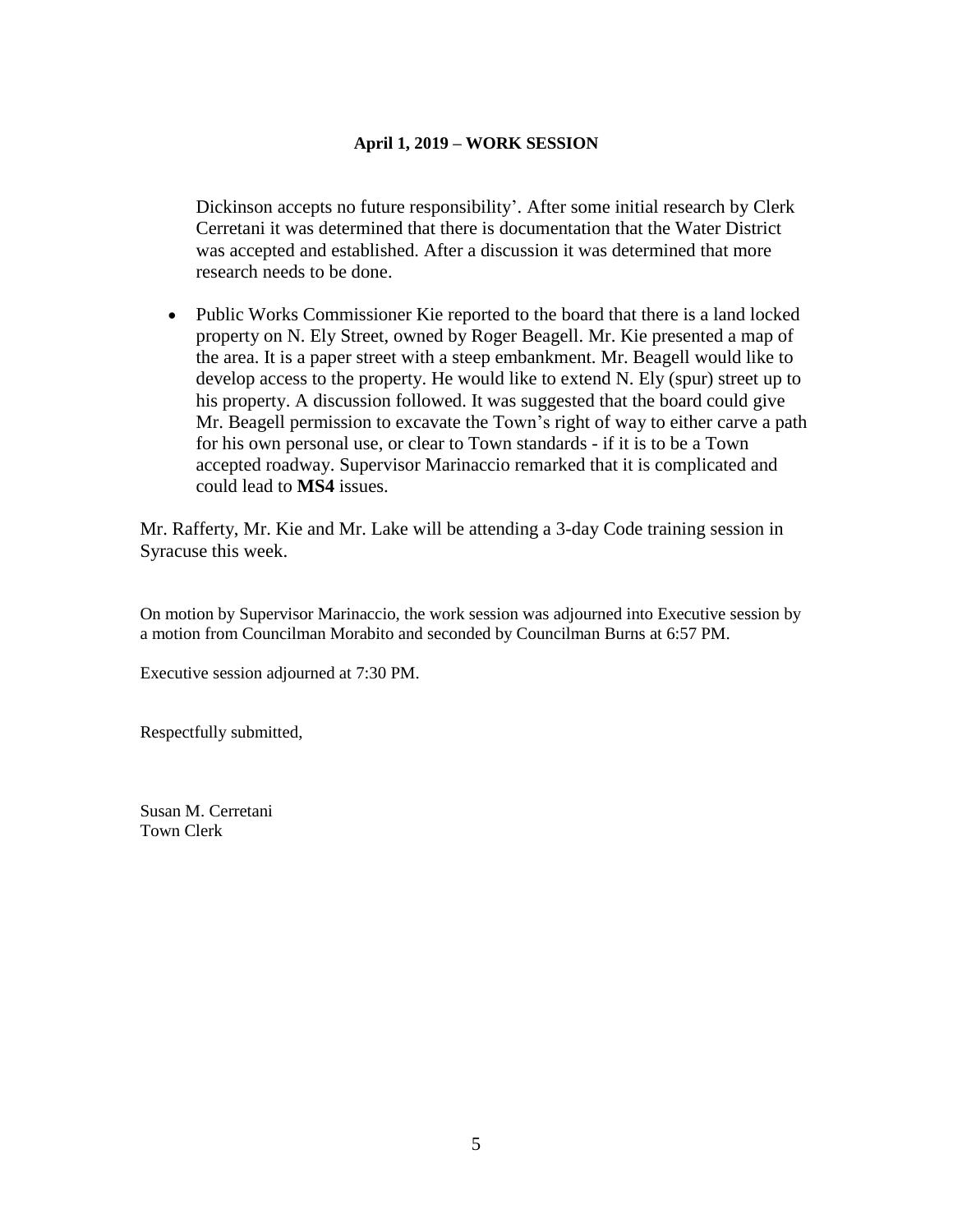Dickinson accepts no future responsibility'. After some initial research by Clerk Cerretani it was determined that there is documentation that the Water District was accepted and established. After a discussion it was determined that more research needs to be done.

- Public Works Commissioner Kie reported to the board that there is a land locked property on N. Ely Street, owned by Roger Beagell. Mr. Kie presented a map of the area. It is a paper street with a steep embankment. Mr. Beagell would like to develop access to the property. He would like to extend N. Ely (spur) street up to his property. A discussion followed. It was suggested that the board could give Mr. Beagell permission to excavate the Town's right of way to either carve a path for his own personal use, or clear to Town standards - if it is to be a Town accepted roadway. Supervisor Marinaccio remarked that it is complicated and could lead to **MS4** issues.

Mr. Rafferty, Mr. Kie and Mr. Lake will be attending a 3-day Code training session in Syracuse this week.

On motion by Supervisor Marinaccio, the work session was adjourned into Executive session by a motion from Councilman Morabito and seconded by Councilman Burns at 6:57 PM.

Executive session adjourned at 7:30 PM.

Respectfully submitted,

Susan M. Cerretani
Town Clerk